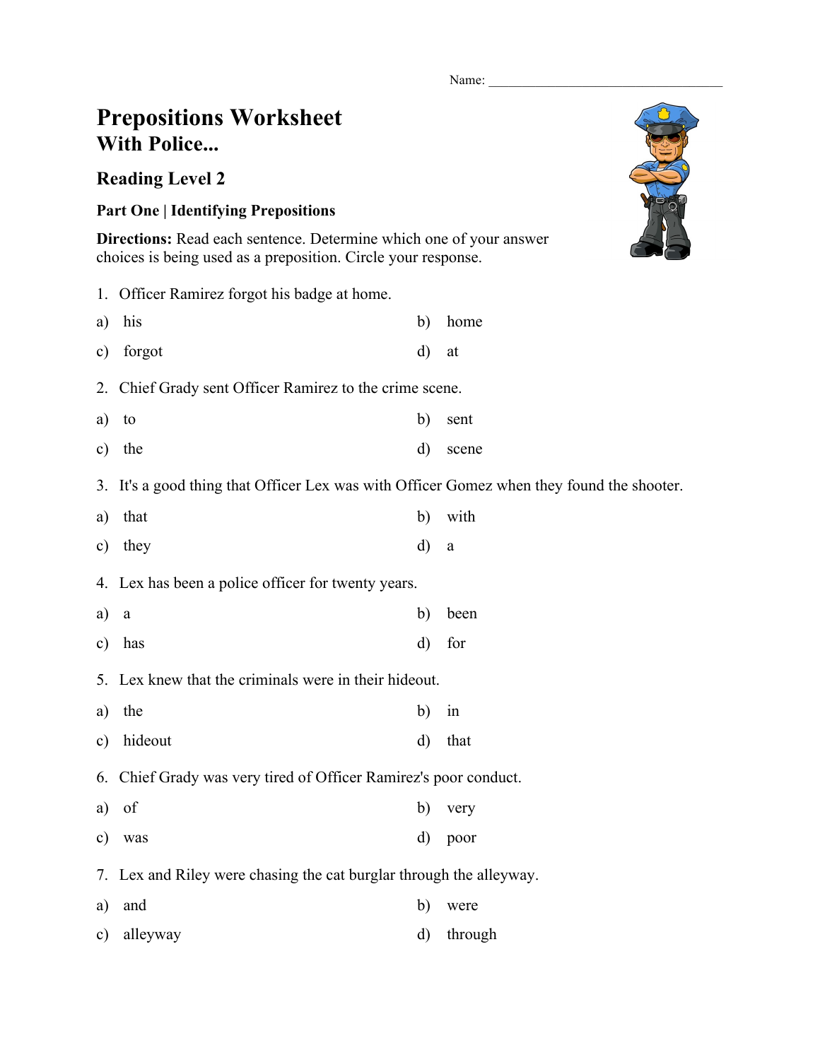Name: ___________________________________

# Prepositions Worksheet
## With Police...

### Reading Level 2

**Part One | Identifying Prepositions**

**Directions:** Read each sentence. Determine which one of your answer choices is being used as a preposition. Circle your response.

1. Officer Ramirez forgot his badge at home.

a) his  
b) home  
c) forgot  
d) at

2. Chief Grady sent Officer Ramirez to the crime scene.

a) to  
b) sent  
c) the  
d) scene

3. It's a good thing that Officer Lex was with Officer Gomez when they found the shooter.

a) that  
b) with  
c) they  
d) a

4. Lex has been a police officer for twenty years.

a) a  
b) been  
c) has  
d) for

5. Lex knew that the criminals were in their hideout.

a) the  
b) in  
c) hideout  
d) that

6. Chief Grady was very tired of Officer Ramirez's poor conduct.

a) of  
b) very  
c) was  
d) poor

7. Lex and Riley were chasing the cat burglar through the alleyway.

a) and  
b) were  
c) alleyway  
d) through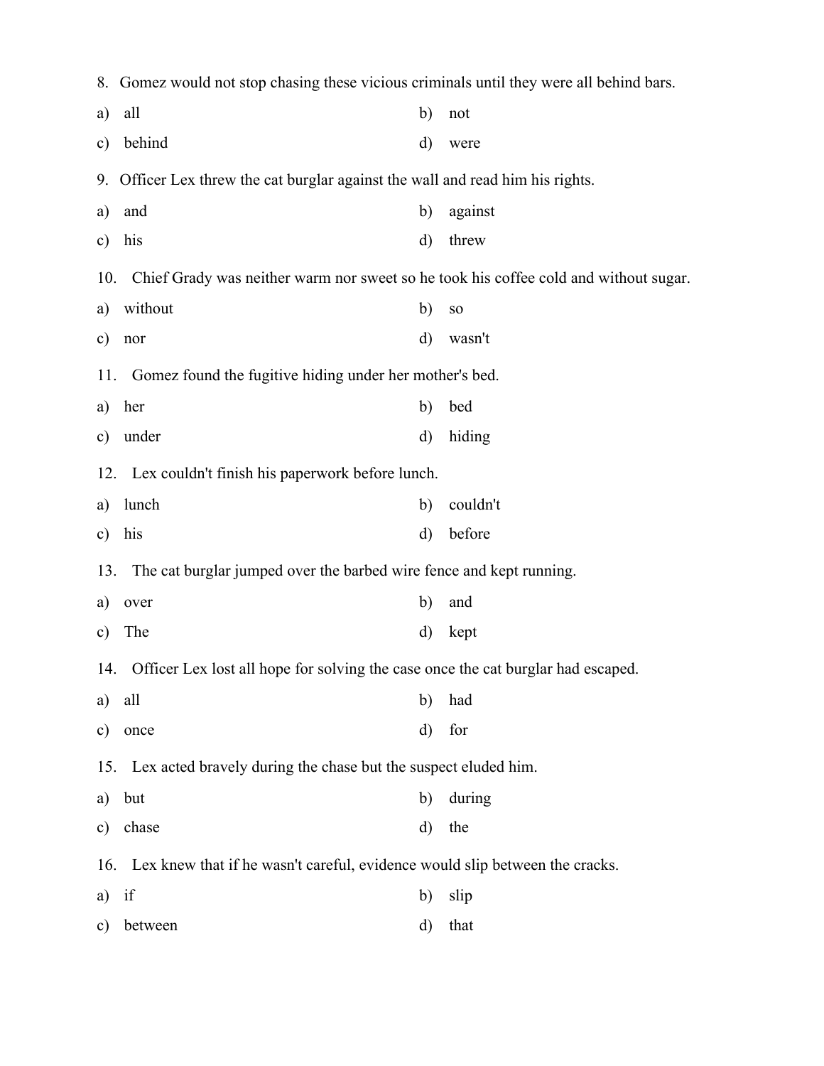8. Gomez would not stop chasing these vicious criminals until they were all behind bars.

a) all | b) not
c) behind | d) were

9. Officer Lex threw the cat burglar against the wall and read him his rights.

a) and | b) against
c) his | d) threw

10. Chief Grady was neither warm nor sweet so he took his coffee cold and without sugar.

a) without | b) so
c) nor | d) wasn't

11. Gomez found the fugitive hiding under her mother's bed.

a) her | b) bed
c) under | d) hiding

12. Lex couldn't finish his paperwork before lunch.

a) lunch | b) couldn't
c) his | d) before

13. The cat burglar jumped over the barbed wire fence and kept running.

a) over | b) and
c) The | d) kept

14. Officer Lex lost all hope for solving the case once the cat burglar had escaped.

a) all | b) had
c) once | d) for

15. Lex acted bravely during the chase but the suspect eluded him.

a) but | b) during
c) chase | d) the

16. Lex knew that if he wasn't careful, evidence would slip between the cracks.

a) if | b) slip
c) between | d) that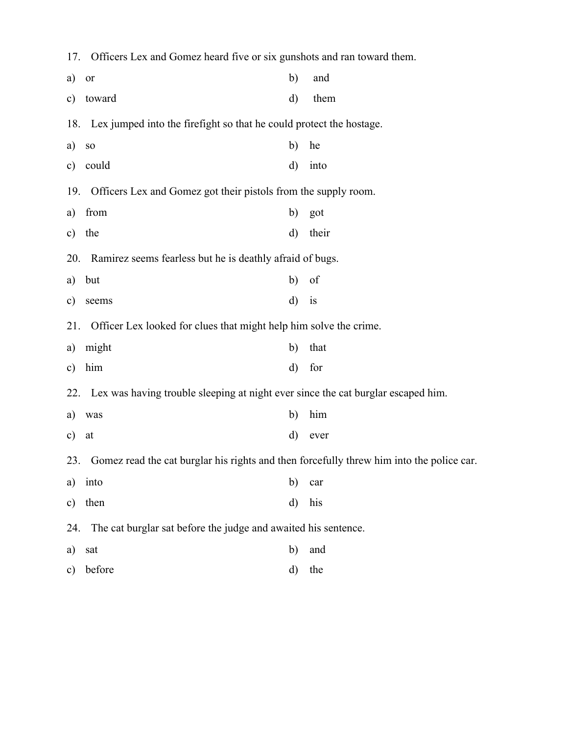17. Officers Lex and Gomez heard five or six gunshots and ran toward them.

a) or  
b) and  
c) toward  
d) them

18. Lex jumped into the firefight so that he could protect the hostage.

a) so  
b) he  
c) could  
d) into

19. Officers Lex and Gomez got their pistols from the supply room.

a) from  
b) got  
c) the  
d) their

20. Ramirez seems fearless but he is deathly afraid of bugs.

a) but  
b) of  
c) seems  
d) is

21. Officer Lex looked for clues that might help him solve the crime.

a) might  
b) that  
c) him  
d) for

22. Lex was having trouble sleeping at night ever since the cat burglar escaped him.

a) was  
b) him  
c) at  
d) ever

23. Gomez read the cat burglar his rights and then forcefully threw him into the police car.

a) into  
b) car  
c) then  
d) his

24. The cat burglar sat before the judge and awaited his sentence.

a) sat  
b) and  
c) before  
d) the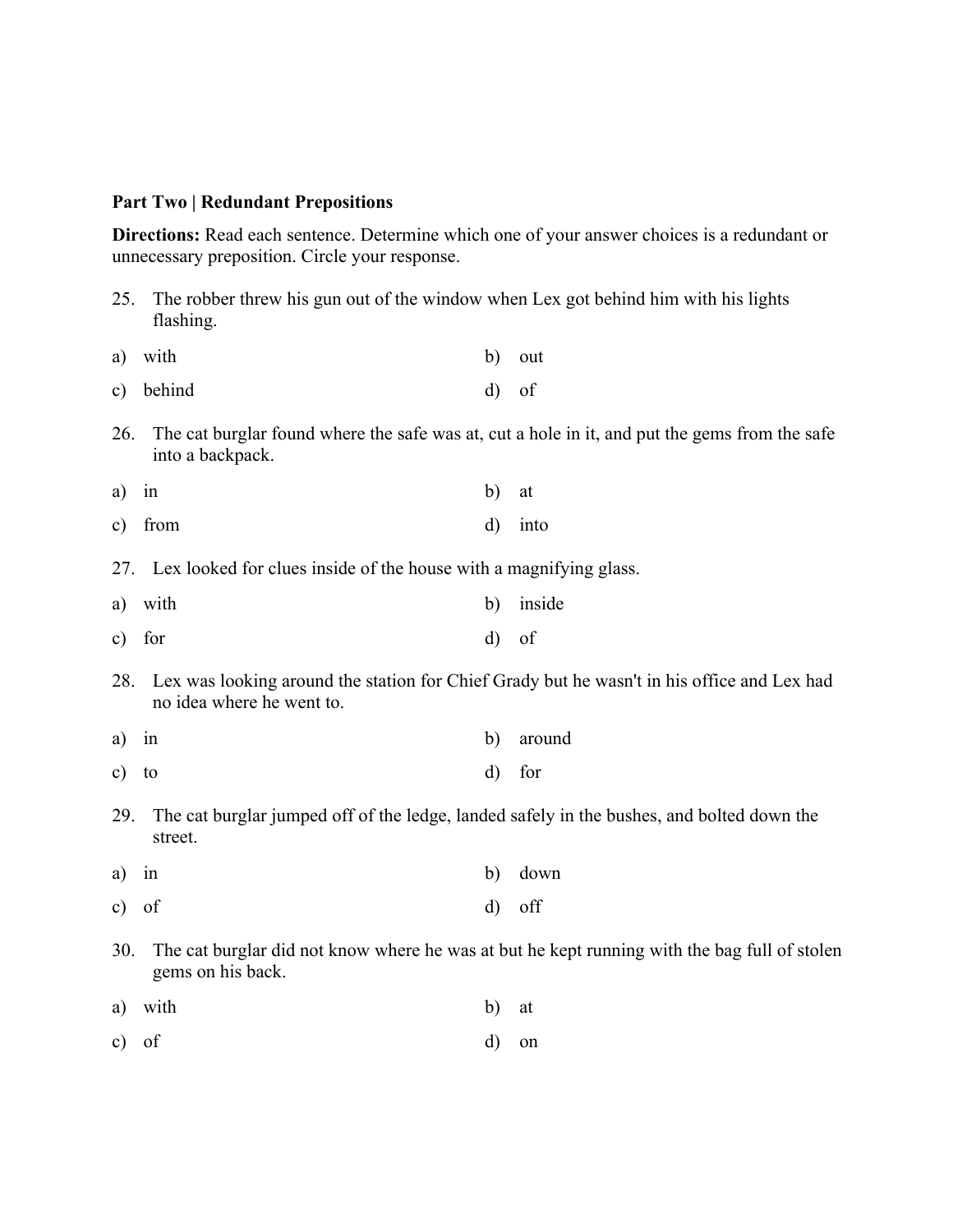**Part Two | Redundant Prepositions**

**Directions:** Read each sentence. Determine which one of your answer choices is a redundant or unnecessary preposition. Circle your response.

25. The robber threw his gun out of the window when Lex got behind him with his lights flashing.

a) with
b) out
c) behind
d) of

26. The cat burglar found where the safe was at, cut a hole in it, and put the gems from the safe into a backpack.

a) in
b) at
c) from
d) into

27. Lex looked for clues inside of the house with a magnifying glass.

a) with
b) inside
c) for
d) of

28. Lex was looking around the station for Chief Grady but he wasn't in his office and Lex had no idea where he went to.

a) in
b) around
c) to
d) for

29. The cat burglar jumped off of the ledge, landed safely in the bushes, and bolted down the street.

a) in
b) down
c) of
d) off

30. The cat burglar did not know where he was at but he kept running with the bag full of stolen gems on his back.

a) with
b) at
c) of
d) on